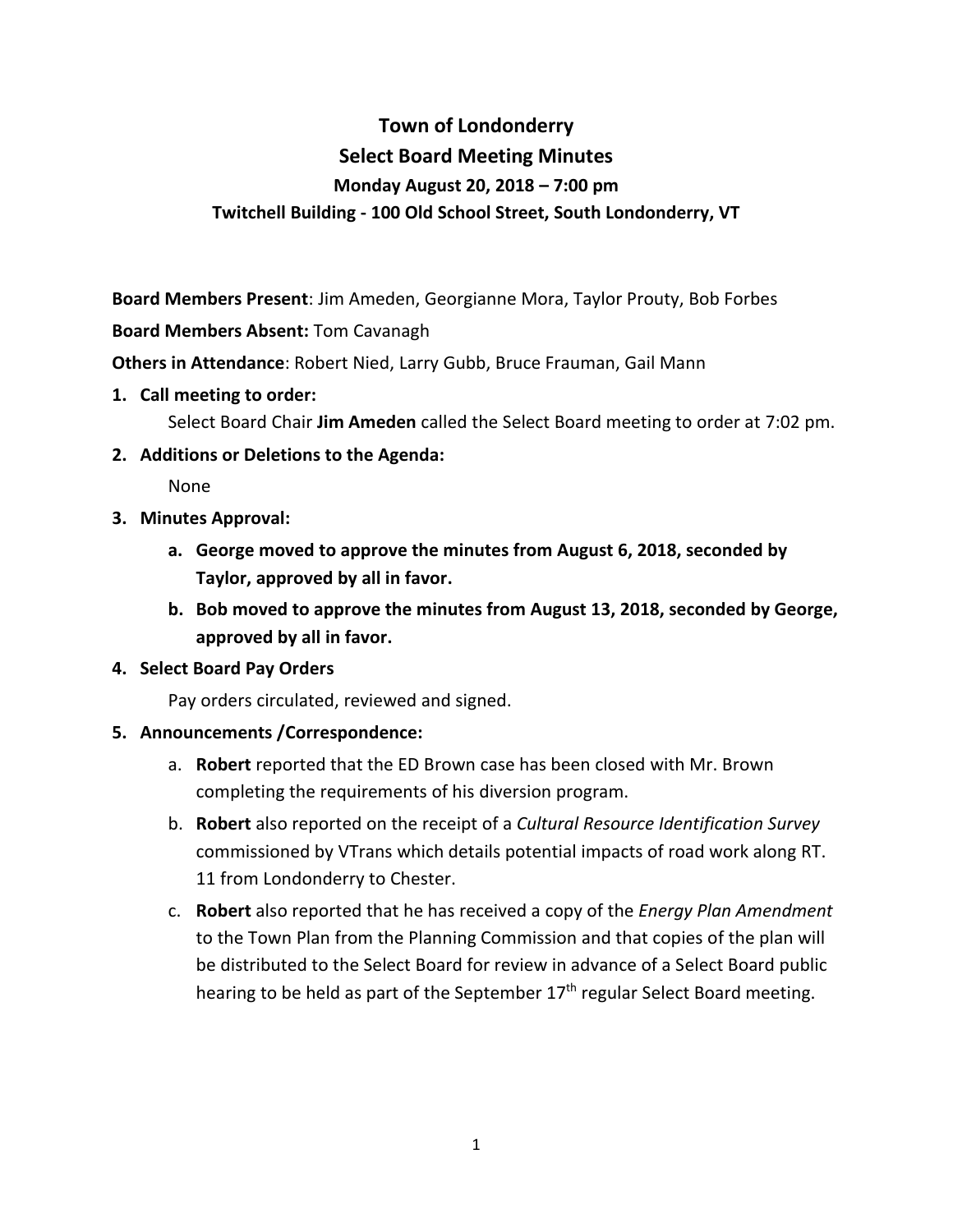# Town of Londonderry
## Select Board Meeting Minutes
### Monday August 20, 2018 – 7:00 pm
### Twitchell Building - 100 Old School Street, South Londonderry, VT

**Board Members Present**: Jim Ameden, Georgianne Mora, Taylor Prouty, Bob Forbes

**Board Members Absent:** Tom Cavanagh

**Others in Attendance**: Robert Nied, Larry Gubb, Bruce Frauman, Gail Mann

1. **Call meeting to order:**
   Select Board Chair **Jim Ameden** called the Select Board meeting to order at 7:02 pm.
2. **Additions or Deletions to the Agenda:**
   None
3. **Minutes Approval:**
   a. **George moved to approve the minutes from August 6, 2018, seconded by Taylor, approved by all in favor.**
   b. **Bob moved to approve the minutes from August 13, 2018, seconded by George, approved by all in favor.**
4. **Select Board Pay Orders**
   Pay orders circulated, reviewed and signed.
5. **Announcements /Correspondence:**
   a. **Robert** reported that the ED Brown case has been closed with Mr. Brown completing the requirements of his diversion program.
   b. **Robert** also reported on the receipt of a *Cultural Resource Identification Survey* commissioned by VTrans which details potential impacts of road work along RT. 11 from Londonderry to Chester.
   c. **Robert** also reported that he has received a copy of the *Energy Plan Amendment* to the Town Plan from the Planning Commission and that copies of the plan will be distributed to the Select Board for review in advance of a Select Board public hearing to be held as part of the September 17th regular Select Board meeting.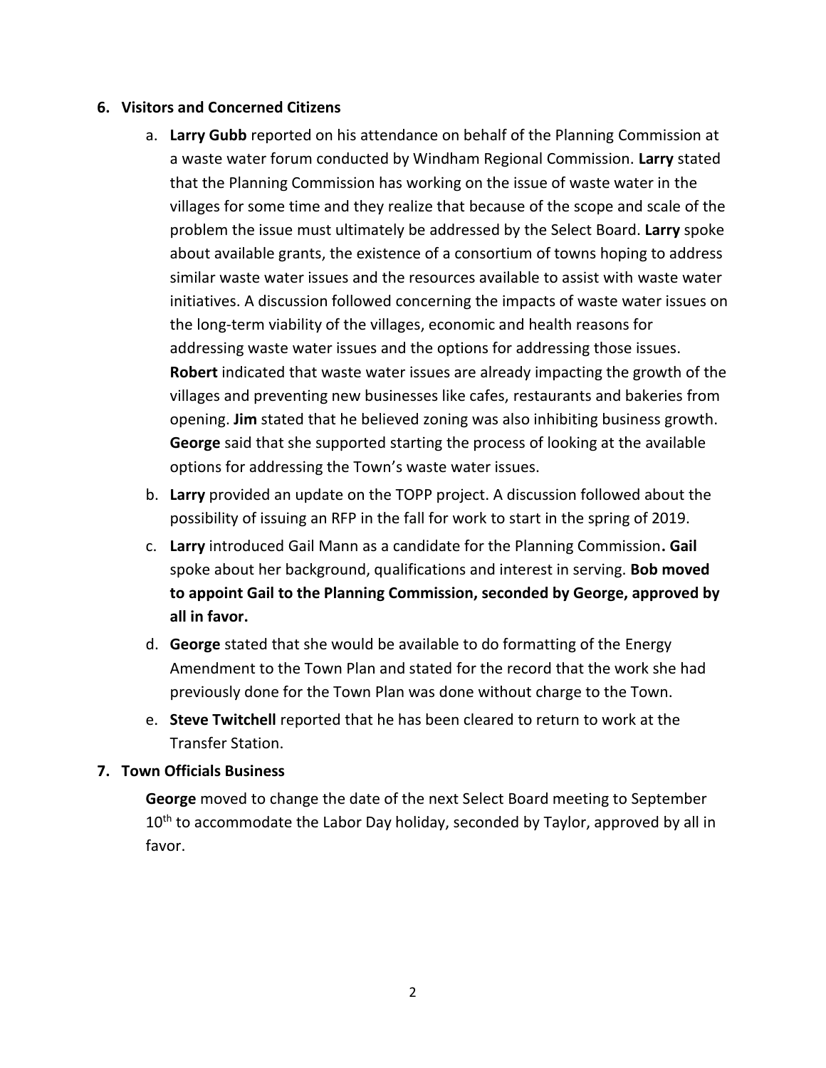6. **Visitors and Concerned Citizens**
    a. **Larry Gubb** reported on his attendance on behalf of the Planning Commission at a waste water forum conducted by Windham Regional Commission. **Larry** stated that the Planning Commission has working on the issue of waste water in the villages for some time and they realize that because of the scope and scale of the problem the issue must ultimately be addressed by the Select Board. **Larry** spoke about available grants, the existence of a consortium of towns hoping to address similar waste water issues and the resources available to assist with waste water initiatives. A discussion followed concerning the impacts of waste water issues on the long-term viability of the villages, economic and health reasons for addressing waste water issues and the options for addressing those issues. **Robert** indicated that waste water issues are already impacting the growth of the villages and preventing new businesses like cafes, restaurants and bakeries from opening. **Jim** stated that he believed zoning was also inhibiting business growth. **George** said that she supported starting the process of looking at the available options for addressing the Town's waste water issues.
    b. **Larry** provided an update on the TOPP project. A discussion followed about the possibility of issuing an RFP in the fall for work to start in the spring of 2019.
    c. **Larry** introduced Gail Mann as a candidate for the Planning Commission**. Gail** spoke about her background, qualifications and interest in serving. **Bob moved to appoint Gail to the Planning Commission, seconded by George, approved by all in favor.**
    d. **George** stated that she would be available to do formatting of the Energy Amendment to the Town Plan and stated for the record that the work she had previously done for the Town Plan was done without charge to the Town.
    e. **Steve Twitchell** reported that he has been cleared to return to work at the Transfer Station.

7. **Town Officials Business**

    **George** moved to change the date of the next Select Board meeting to September 10th to accommodate the Labor Day holiday, seconded by Taylor, approved by all in favor.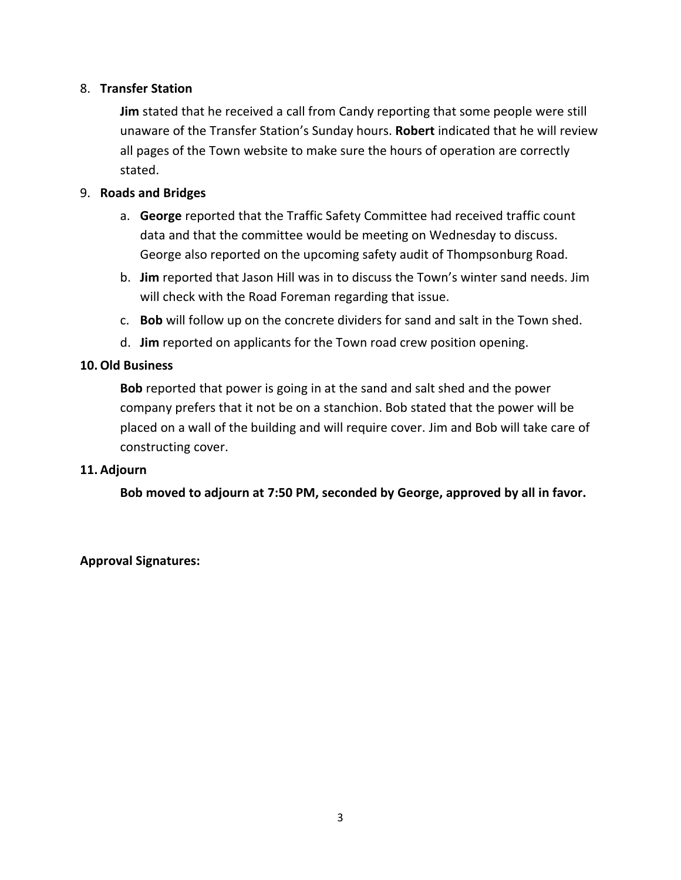8. **Transfer Station**

   **Jim** stated that he received a call from Candy reporting that some people were still unaware of the Transfer Station's Sunday hours. **Robert** indicated that he will review all pages of the Town website to make sure the hours of operation are correctly stated.

9. **Roads and Bridges**

   a. **George** reported that the Traffic Safety Committee had received traffic count data and that the committee would be meeting on Wednesday to discuss. George also reported on the upcoming safety audit of Thompsonburg Road.

   b. **Jim** reported that Jason Hill was in to discuss the Town's winter sand needs. Jim will check with the Road Foreman regarding that issue.

   c. **Bob** will follow up on the concrete dividers for sand and salt in the Town shed.

   d. **Jim** reported on applicants for the Town road crew position opening.

10. **Old Business**

    **Bob** reported that power is going in at the sand and salt shed and the power company prefers that it not be on a stanchion. Bob stated that the power will be placed on a wall of the building and will require cover. Jim and Bob will take care of constructing cover.

11. **Adjourn**

    **Bob moved to adjourn at 7:50 PM, seconded by George, approved by all in favor.**

**Approval Signatures:**